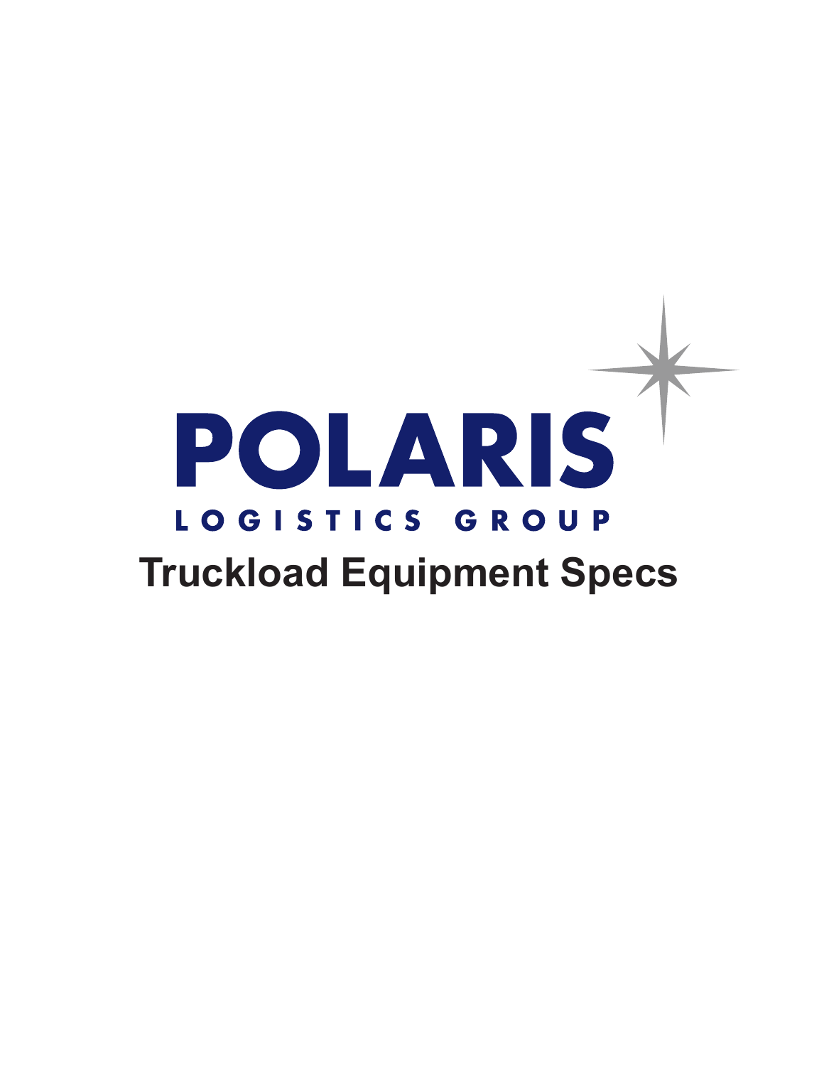# POLARIS

LOGISTICS GROUP

## Truckload Equipment Specs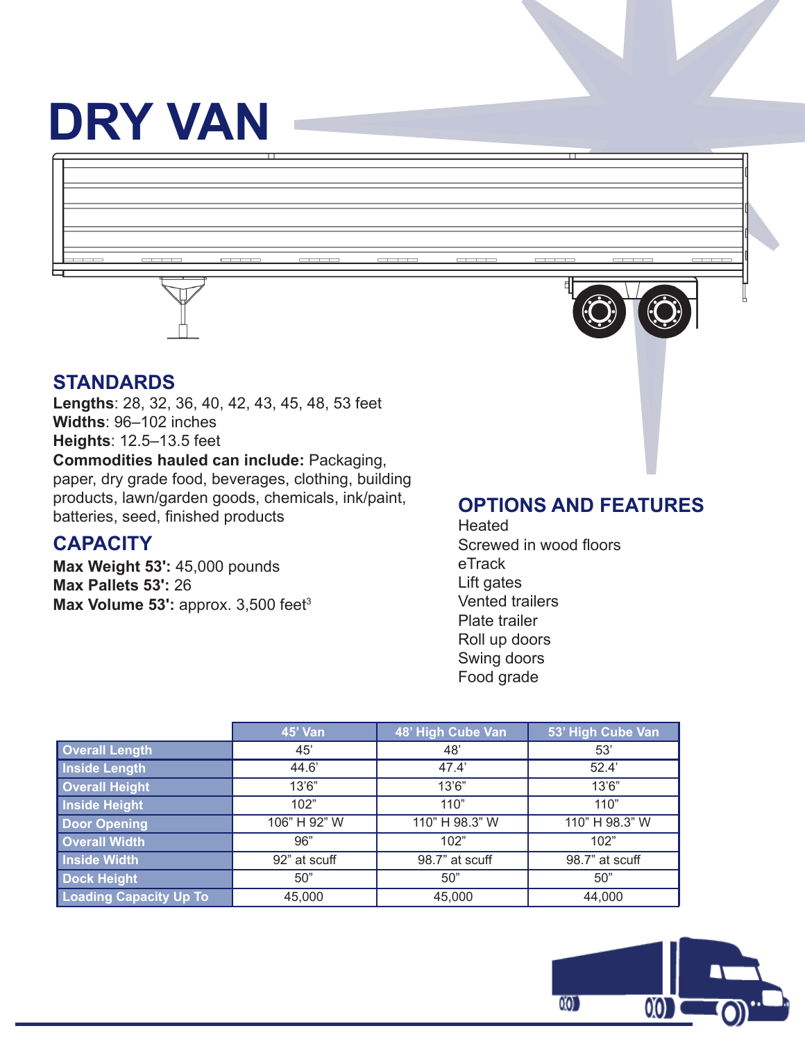# DRY VAN

## STANDARDS

**Lengths**: 28, 32, 36, 40, 42, 43, 45, 48, 53 feet
**Widths**: 96–102 inches
**Heights**: 12.5–13.5 feet
**Commodities hauled can include:** Packaging, paper, dry grade food, beverages, clothing, building products, lawn/garden goods, chemicals, ink/paint, batteries, seed, finished products

## CAPACITY

**Max Weight 53':** 45,000 pounds
**Max Pallets 53':** 26
**Max Volume 53':** approx. 3,500 feet$^3$

## OPTIONS AND FEATURES

Heated
Screwed in wood floors
eTrack
Lift gates
Vented trailers
Plate trailer
Roll up doors
Swing doors
Food grade

| | 45' Van | 48' High Cube Van | 53' High Cube Van |
|---|---|---|---|
| **Overall Length** | 45' | 48' | 53' |
| **Inside Length** | 44.6' | 47.4' | 52.4' |
| **Overall Height** | 13'6" | 13'6" | 13'6" |
| **Inside Height** | 102" | 110" | 110" |
| **Door Opening** | 106" H 92" W | 110" H 98.3" W | 110" H 98.3" W |
| **Overall Width** | 96" | 102" | 102" |
| **Inside Width** | 92" at scuff | 98.7" at scuff | 98.7" at scuff |
| **Dock Height** | 50" | 50" | 50" |
| **Loading Capacity Up To** | 45,000 | 45,000 | 44,000 |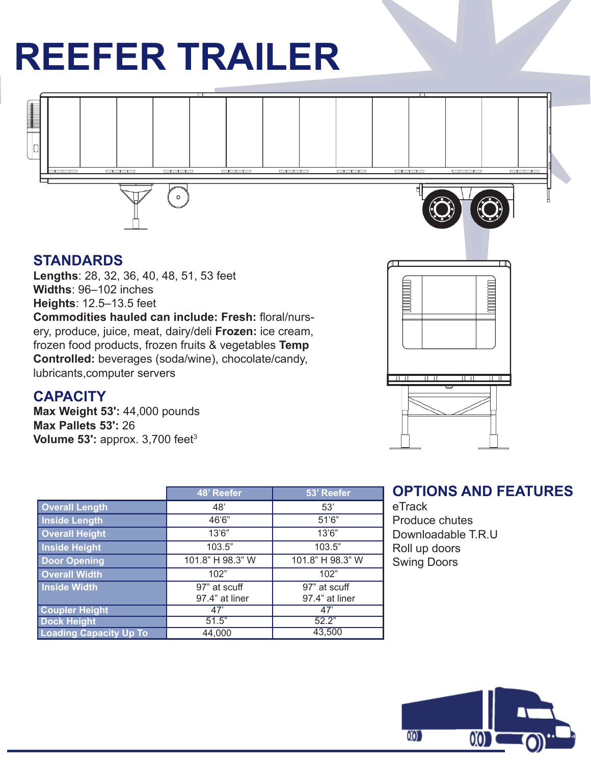# REEFER TRAILER

## STANDARDS

**Lengths**: 28, 32, 36, 40, 48, 51, 53 feet
**Widths**: 96–102 inches
**Heights**: 12.5–13.5 feet
**Commodities hauled can include: Fresh:** floral/nursery, produce, juice, meat, dairy/deli **Frozen:** ice cream, frozen food products, frozen fruits & vegetables **Temp Controlled:** beverages (soda/wine), chocolate/candy, lubricants,computer servers

## CAPACITY

**Max Weight 53':** 44,000 pounds
**Max Pallets 53':** 26
**Volume 53':** approx. 3,700 feet$^3$

| | 48' Reefer | 53' Reefer |
|---|---|---|
| Overall Length | 48' | 53' |
| Inside Length | 46'6" | 51'6" |
| Overall Height | 13'6" | 13'6" |
| Inside Height | 103.5" | 103.5" |
| Door Opening | 101.8" H 98.3" W | 101.8" H 98.3" W |
| Overall Width | 102" | 102" |
| Inside Width | 97" at scuff 97.4" at liner | 97" at scuff 97.4" at liner |
| Coupler Height | 47' | 47' |
| Dock Height | 51.5" | 52.2" |
| Loading Capacity Up To | 44,000 | 43,500 |

## OPTIONS AND FEATURES

eTrack
Produce chutes
Downloadable T.R.U
Roll up doors
Swing Doors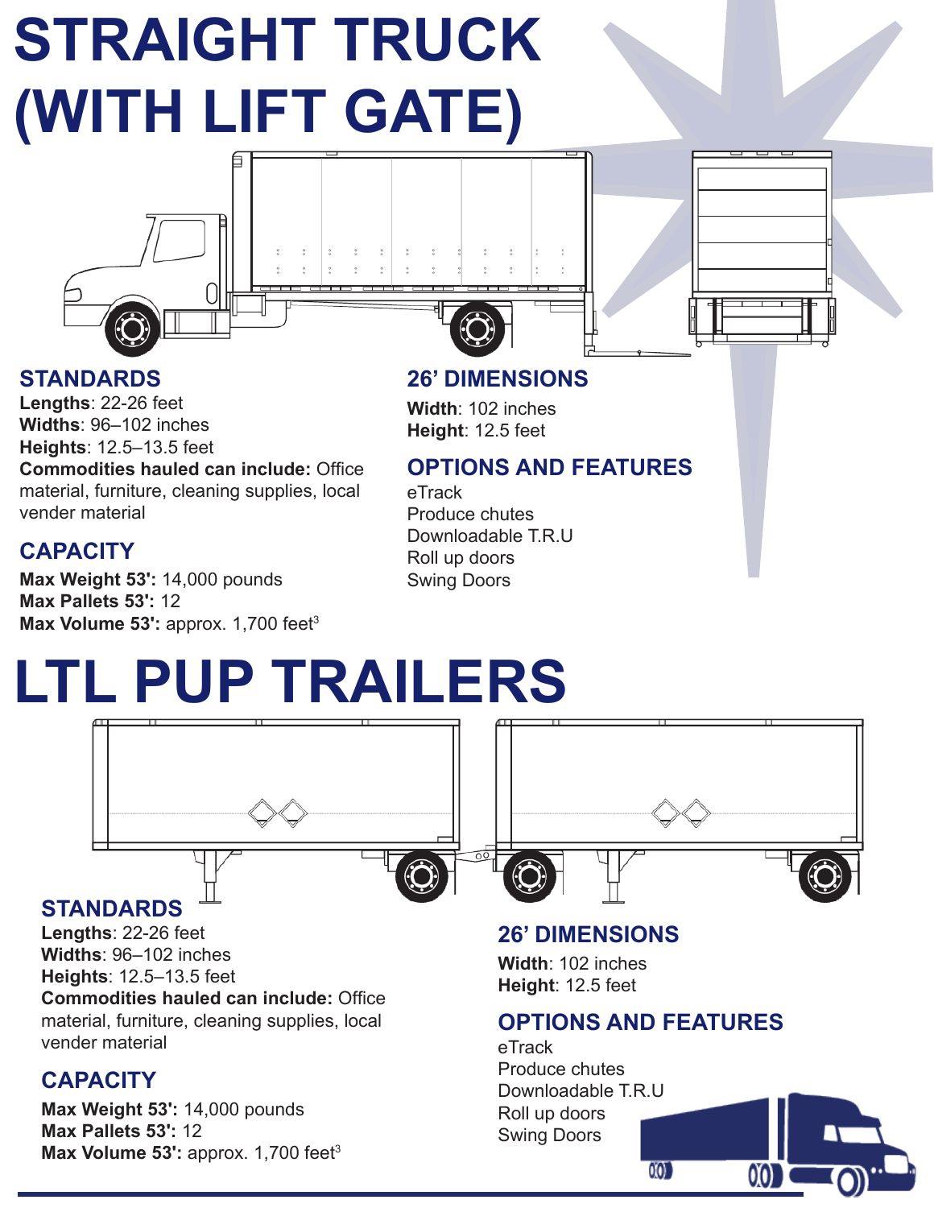# STRAIGHT TRUCK (WITH LIFT GATE)

## STANDARDS

**Lengths**: 22-26 feet
**Widths**: 96–102 inches
**Heights**: 12.5–13.5 feet
**Commodities hauled can include:** Office material, furniture, cleaning supplies, local vender material

## CAPACITY

**Max Weight 53':** 14,000 pounds
**Max Pallets 53':** 12
**Max Volume 53':** approx. 1,700 feet$^3$

## 26' DIMENSIONS

**Width**: 102 inches
**Height**: 12.5 feet

## OPTIONS AND FEATURES

eTrack
Produce chutes
Downloadable T.R.U
Roll up doors
Swing Doors

# LTL PUP TRAILERS

## STANDARDS

**Lengths**: 22-26 feet
**Widths**: 96–102 inches
**Heights**: 12.5–13.5 feet
**Commodities hauled can include:** Office material, furniture, cleaning supplies, local vender material

## CAPACITY

**Max Weight 53':** 14,000 pounds
**Max Pallets 53':** 12
**Max Volume 53':** approx. 1,700 feet$^3$

## 26' DIMENSIONS

**Width**: 102 inches
**Height**: 12.5 feet

## OPTIONS AND FEATURES

eTrack
Produce chutes
Downloadable T.R.U
Roll up doors
Swing Doors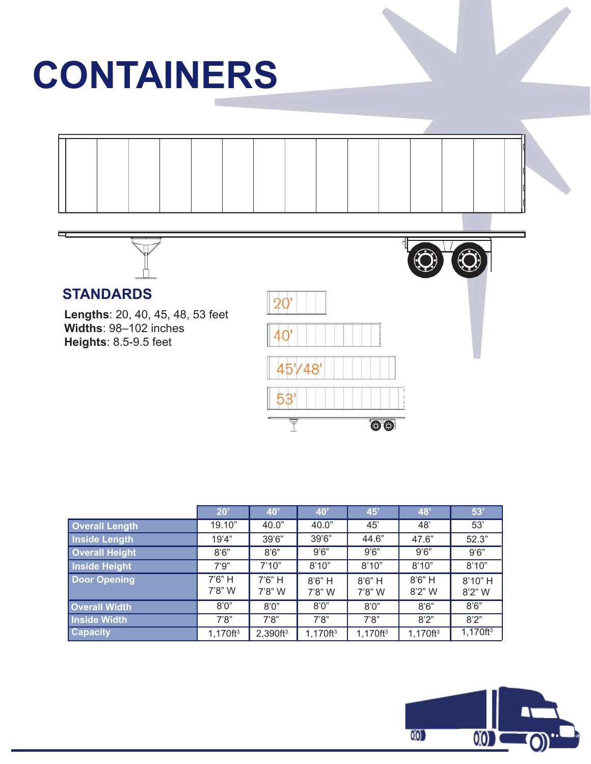# CONTAINERS

## STANDARDS

**Lengths**: 20, 40, 45, 48, 53 feet
**Widths**: 98–102 inches
**Heights**: 8.5-9.5 feet

| | 20' | 40' | 40' | 45' | 48' | 53' |
|---|---|---|---|---|---|---|
| Overall Length | 19.10" | 40.0" | 40.0" | 45' | 48' | 53' |
| Inside Length | 19'4" | 39'6" | 39'6" | 44.6" | 47.6" | 52.3" |
| Overall Height | 8'6" | 8'6" | 9'6" | 9'6" | 9'6" | 9'6" |
| Inside Height | 7'9" | 7'10" | 8'10" | 8'10" | 8'10" | 8'10" |
| Door Opening | 7'6" H 7'8" W | 7'6" H 7'8" W | 8'6" H 7'8" W | 8'6" H 7'8" W | 8'6" H 8'2" W | 8'10" H 8'2" W |
| Overall Width | 8'0" | 8'0" | 8'0" | 8'0" | 8'6" | 8'6" |
| Inside Width | 7'8" | 7'8" | 7'8" | 7'8" | 8'2" | 8'2" |
| Capacity | 1,170ft³ | 2,390ft³ | 1,170ft³ | 1,170ft³ | 1,170ft³ | 1,170ft³ |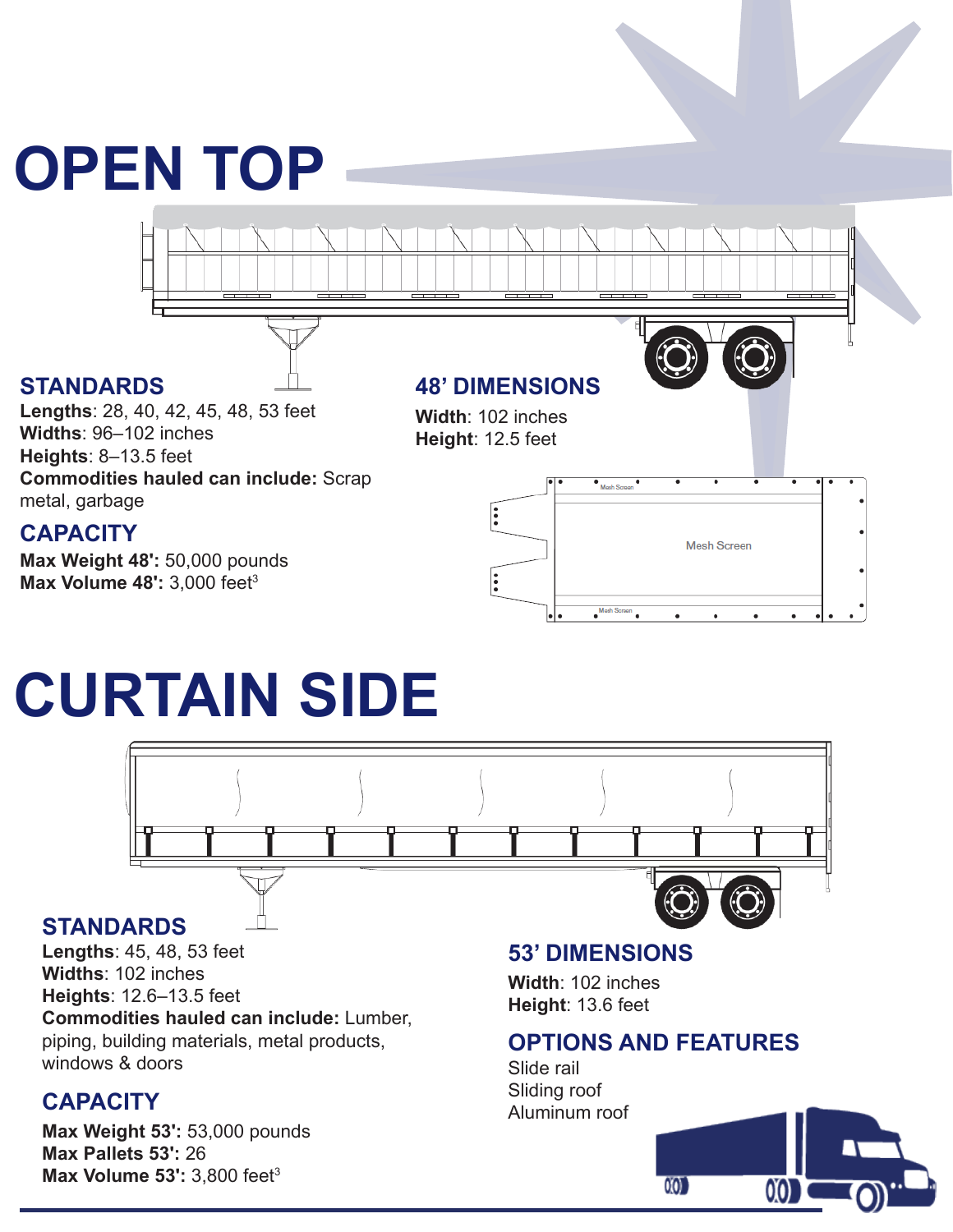# OPEN TOP

## STANDARDS

**Lengths**: 28, 40, 42, 45, 48, 53 feet
**Widths**: 96–102 inches
**Heights**: 8–13.5 feet
**Commodities hauled can include:** Scrap metal, garbage

## CAPACITY

**Max Weight 48':** 50,000 pounds
**Max Volume 48':** 3,000 feet$^3$

## 48' DIMENSIONS

**Width**: 102 inches
**Height**: 12.5 feet

# CURTAIN SIDE

## STANDARDS

**Lengths**: 45, 48, 53 feet
**Widths**: 102 inches
**Heights**: 12.6–13.5 feet
**Commodities hauled can include:** Lumber, piping, building materials, metal products, windows & doors

## CAPACITY

**Max Weight 53':** 53,000 pounds
**Max Pallets 53':** 26
**Max Volume 53':** 3,800 feet$^3$

## 53' DIMENSIONS

**Width**: 102 inches
**Height**: 13.6 feet

## OPTIONS AND FEATURES

Slide rail
Sliding roof
Aluminum roof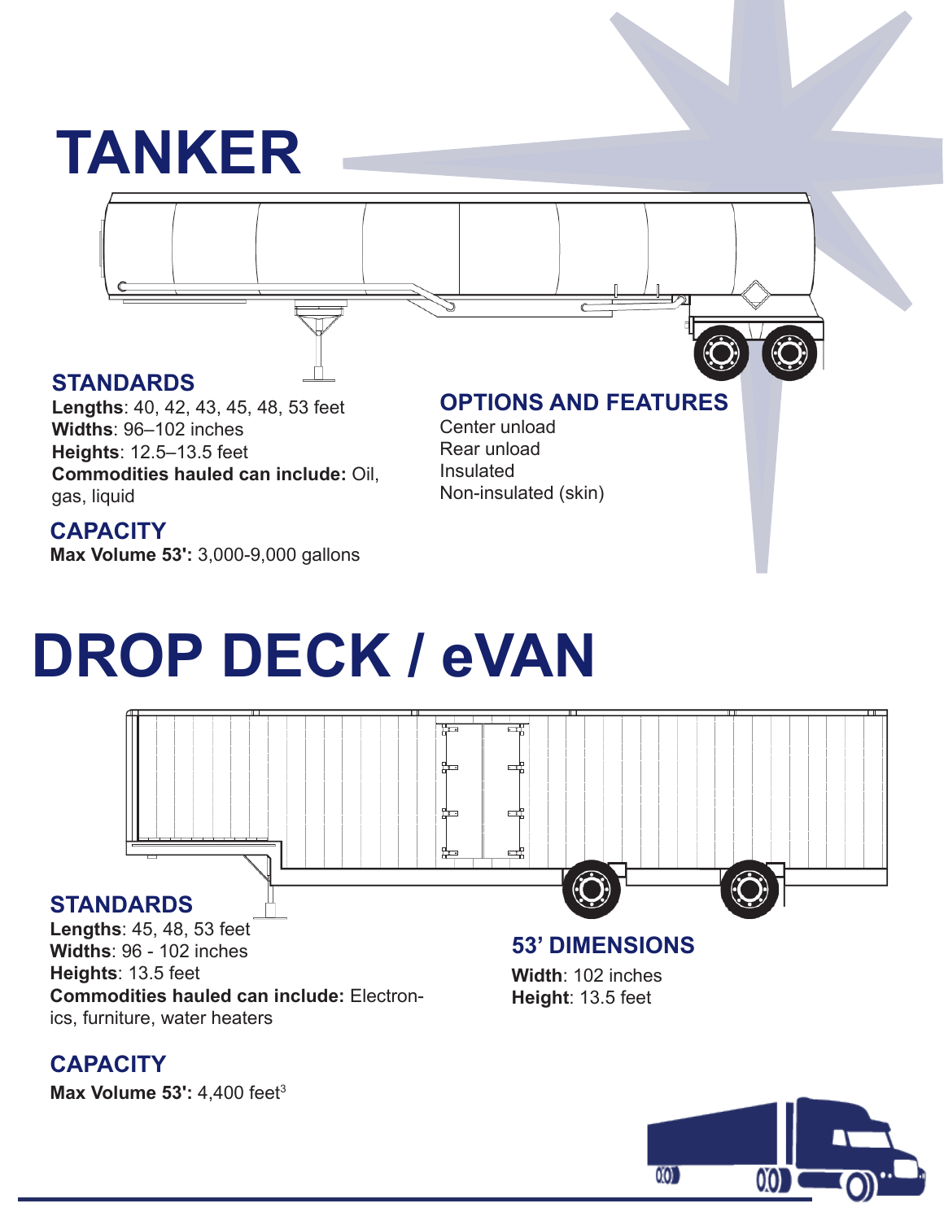# TANKER

## STANDARDS

**Lengths**: 40, 42, 43, 45, 48, 53 feet
**Widths**: 96–102 inches
**Heights**: 12.5–13.5 feet
**Commodities hauled can include:** Oil, gas, liquid

## CAPACITY

**Max Volume 53':** 3,000-9,000 gallons

## OPTIONS AND FEATURES

Center unload
Rear unload
Insulated
Non-insulated (skin)

# DROP DECK / eVAN

## STANDARDS

**Lengths**: 45, 48, 53 feet
**Widths**: 96 - 102 inches
**Heights**: 13.5 feet
**Commodities hauled can include:** Electronics, furniture, water heaters

## CAPACITY

**Max Volume 53':** 4,400 feet$^3$

## 53' DIMENSIONS

**Width**: 102 inches
**Height**: 13.5 feet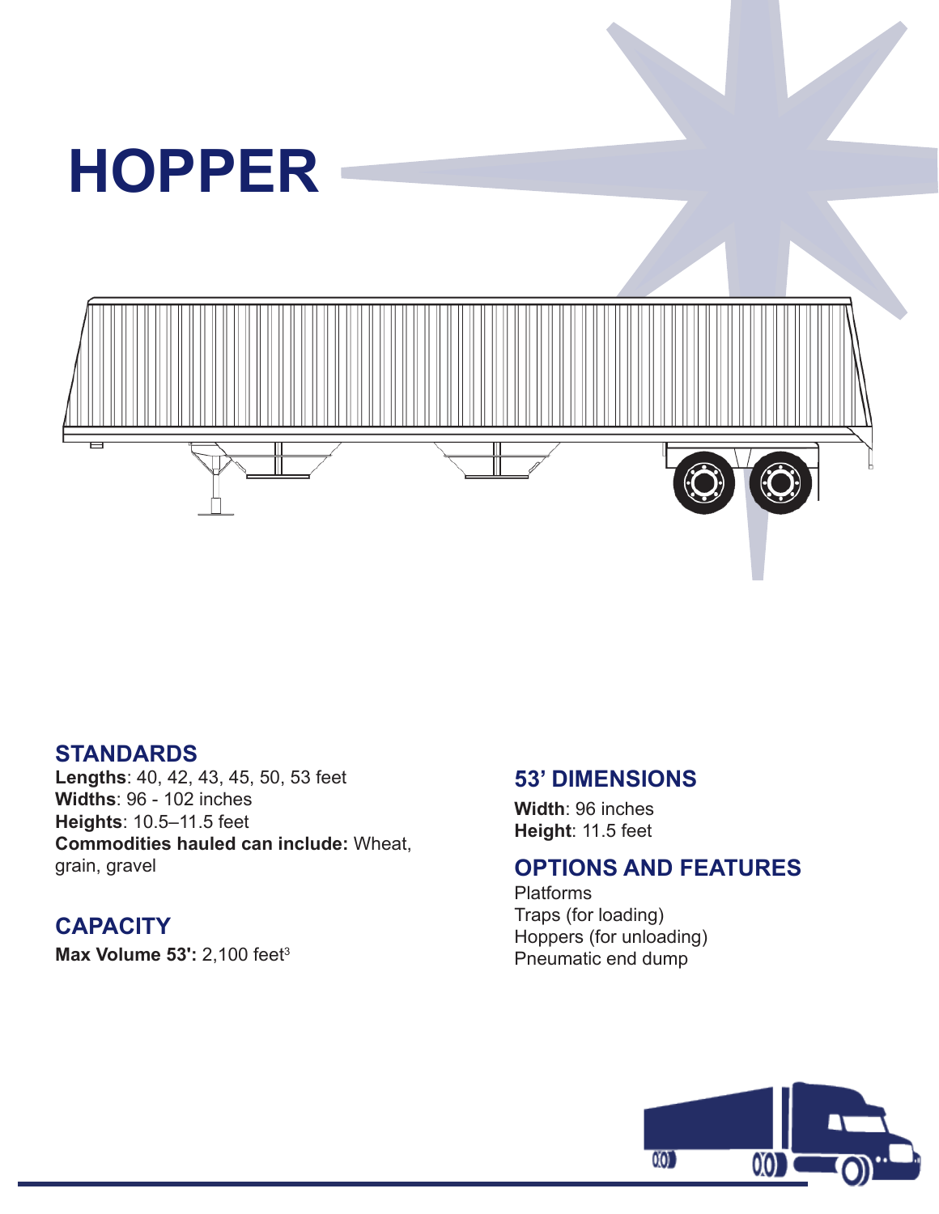# HOPPER

## STANDARDS

**Lengths**: 40, 42, 43, 45, 50, 53 feet
**Widths**: 96 - 102 inches
**Heights**: 10.5–11.5 feet
**Commodities hauled can include:** Wheat, grain, gravel

## CAPACITY

**Max Volume 53':** 2,100 feet$^3$

## 53' DIMENSIONS

**Width**: 96 inches
**Height**: 11.5 feet

## OPTIONS AND FEATURES

Platforms
Traps (for loading)
Hoppers (for unloading)
Pneumatic end dump